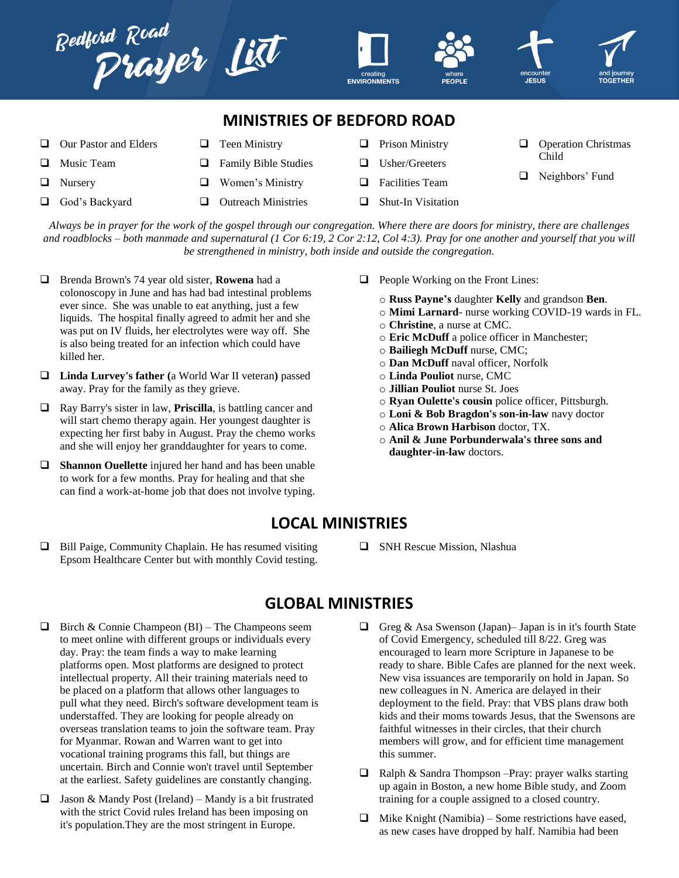# Bedford Road Prayer List

creating **ENVIRONMENTS** | where **PEOPLE** | encounter **JESUS** | and journey **TOGETHER**

## MINISTRIES OF BEDFORD ROAD

- ❑ Our Pastor and Elders
- ❑ Music Team
- ❑ Nursery
- ❑ God's Backyard
- ❑ Teen Ministry
- ❑ Family Bible Studies
- ❑ Women's Ministry
- ❑ Outreach Ministries
- ❑ Prison Ministry
- ❑ Usher/Greeters
- ❑ Facilities Team
- ❑ Shut-In Visitation
- ❑ Operation Christmas Child
- ❑ Neighbors' Fund

*Always be in prayer for the work of the gospel through our congregation. Where there are doors for ministry, there are challenges and roadblocks – both manmade and supernatural (1 Cor 6:19, 2 Cor 2:12, Col 4:3). Pray for one another and yourself that you will be strengthened in ministry, both inside and outside the congregation.*

- ❑ Brenda Brown's 74 year old sister, **Rowena** had a colonoscopy in June and has had bad intestinal problems ever since. She was unable to eat anything, just a few liquids. The hospital finally agreed to admit her and she was put on IV fluids, her electrolytes were way off. She is also being treated for an infection which could have killed her.
- ❑ **Linda Lurvey's father (**a World War II veteran**)** passed away. Pray for the family as they grieve.
- ❑ Ray Barry's sister in law, **Priscilla**, is battling cancer and will start chemo therapy again. Her youngest daughter is expecting her first baby in August. Pray the chemo works and she will enjoy her granddaughter for years to come.
- ❑ **Shannon Ouellette** injured her hand and has been unable to work for a few months. Pray for healing and that she can find a work-at-home job that does not involve typing.
- ❑ People Working on the Front Lines:
  - **Russ Payne's** daughter **Kelly** and grandson **Ben**.
  - **Mimi Larnard**- nurse working COVID-19 wards in FL.
  - **Christine**, a nurse at CMC.
  - **Eric McDuff** a police officer in Manchester;
  - **Bailiegh McDuff** nurse, CMC;
  - **Dan McDuff** naval officer, Norfolk
  - **Linda Pouliot** nurse, CMC
  - **Jillian Pouliot** nurse St. Joes
  - **Ryan Oulette's cousin** police officer, Pittsburgh.
  - **Loni & Bob Bragdon's son-in-law** navy doctor
  - **Alica Brown Harbison** doctor, TX.
  - **Anil & June Porbunderwala's three sons and daughter-in-law** doctors.

## LOCAL MINISTRIES

- ❑ Bill Paige, Community Chaplain. He has resumed visiting Epsom Healthcare Center but with monthly Covid testing.
- ❑ SNH Rescue Mission, Nlashua

## GLOBAL MINISTRIES

- ❑ Birch & Connie Champeon (BI) – The Champeons seem to meet online with different groups or individuals every day. Pray: the team finds a way to make learning platforms open. Most platforms are designed to protect intellectual property. All their training materials need to be placed on a platform that allows other languages to pull what they need. Birch's software development team is understaffed. They are looking for people already on overseas translation teams to join the software team. Pray for Myanmar. Rowan and Warren want to get into vocational training programs this fall, but things are uncertain. Birch and Connie won't travel until September at the earliest. Safety guidelines are constantly changing.
- ❑ Jason & Mandy Post (Ireland) – Mandy is a bit frustrated with the strict Covid rules Ireland has been imposing on it's population.They are the most stringent in Europe.
- ❑ Greg & Asa Swenson (Japan)– Japan is in it's fourth State of Covid Emergency, scheduled till 8/22. Greg was encouraged to learn more Scripture in Japanese to be ready to share. Bible Cafes are planned for the next week. New visa issuances are temporarily on hold in Japan. So new colleagues in N. America are delayed in their deployment to the field. Pray: that VBS plans draw both kids and their moms towards Jesus, that the Swensons are faithful witnesses in their circles, that their church members will grow, and for efficient time management this summer.
- ❑ Ralph & Sandra Thompson –Pray: prayer walks starting up again in Boston, a new home Bible study, and Zoom training for a couple assigned to a closed country.
- ❑ Mike Knight (Namibia) – Some restrictions have eased, as new cases have dropped by half. Namibia had been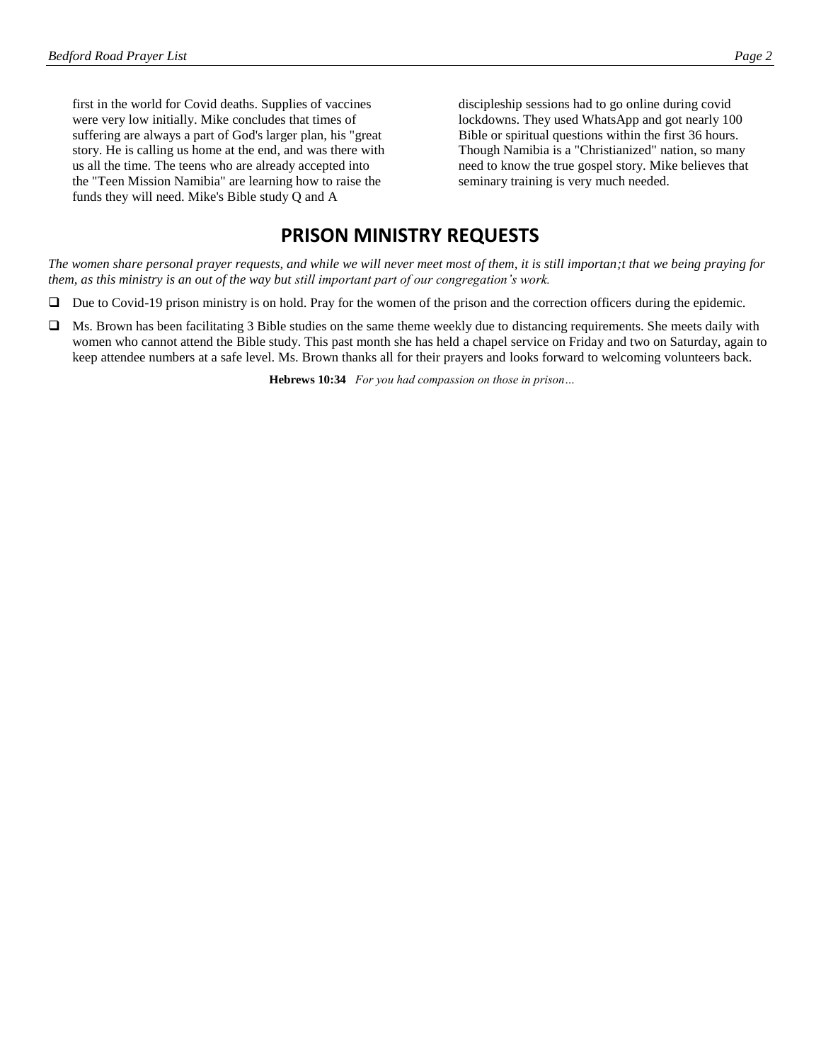first in the world for Covid deaths. Supplies of vaccines were very low initially. Mike concludes that times of suffering are always a part of God's larger plan, his "great story. He is calling us home at the end, and was there with us all the time. The teens who are already accepted into the "Teen Mission Namibia" are learning how to raise the funds they will need. Mike's Bible study Q and A discipleship sessions had to go online during covid lockdowns. They used WhatsApp and got nearly 100 Bible or spiritual questions within the first 36 hours. Though Namibia is a "Christianized" nation, so many need to know the true gospel story. Mike believes that seminary training is very much needed.

## PRISON MINISTRY REQUESTS

*The women share personal prayer requests, and while we will never meet most of them, it is still importan;t that we being praying for them, as this ministry is an out of the way but still important part of our congregation's work.*

- ❑ Due to Covid-19 prison ministry is on hold. Pray for the women of the prison and the correction officers during the epidemic.
- ❑ Ms. Brown has been facilitating 3 Bible studies on the same theme weekly due to distancing requirements. She meets daily with women who cannot attend the Bible study. This past month she has held a chapel service on Friday and two on Saturday, again to keep attendee numbers at a safe level. Ms. Brown thanks all for their prayers and looks forward to welcoming volunteers back.

**Hebrews 10:34** *For you had compassion on those in prison…*